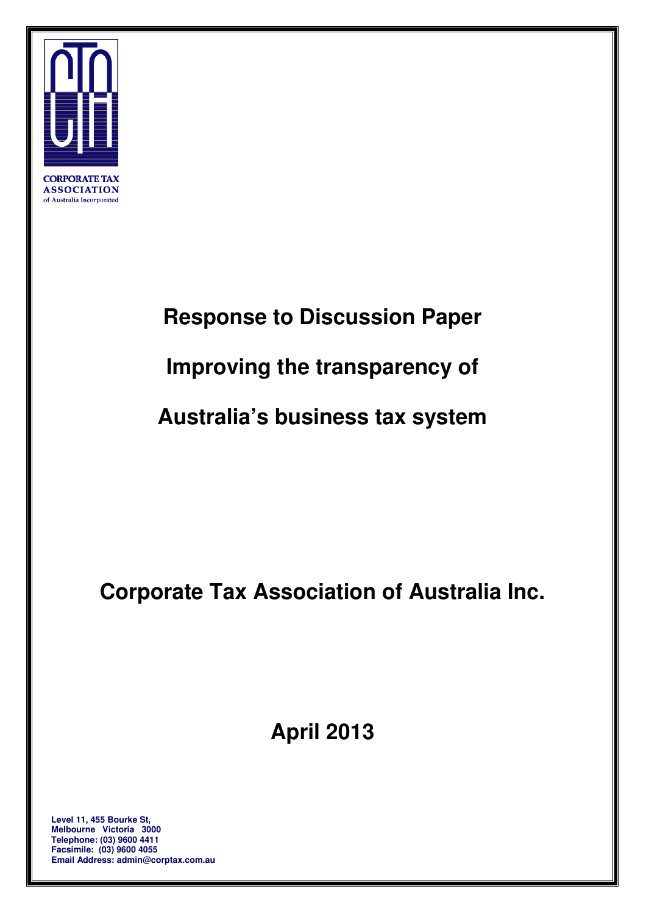CORPORATE TAX ASSOCIATION
of Australia Incorporated

# Response to Discussion Paper

# Improving the transparency of

# Australia's business tax system

## Corporate Tax Association of Australia Inc.

## April 2013

**Level 11, 455 Bourke St,**
**Melbourne Victoria 3000**
**Telephone: (03) 9600 4411**
**Facsimile: (03) 9600 4055**
**Email Address: admin@corptax.com.au**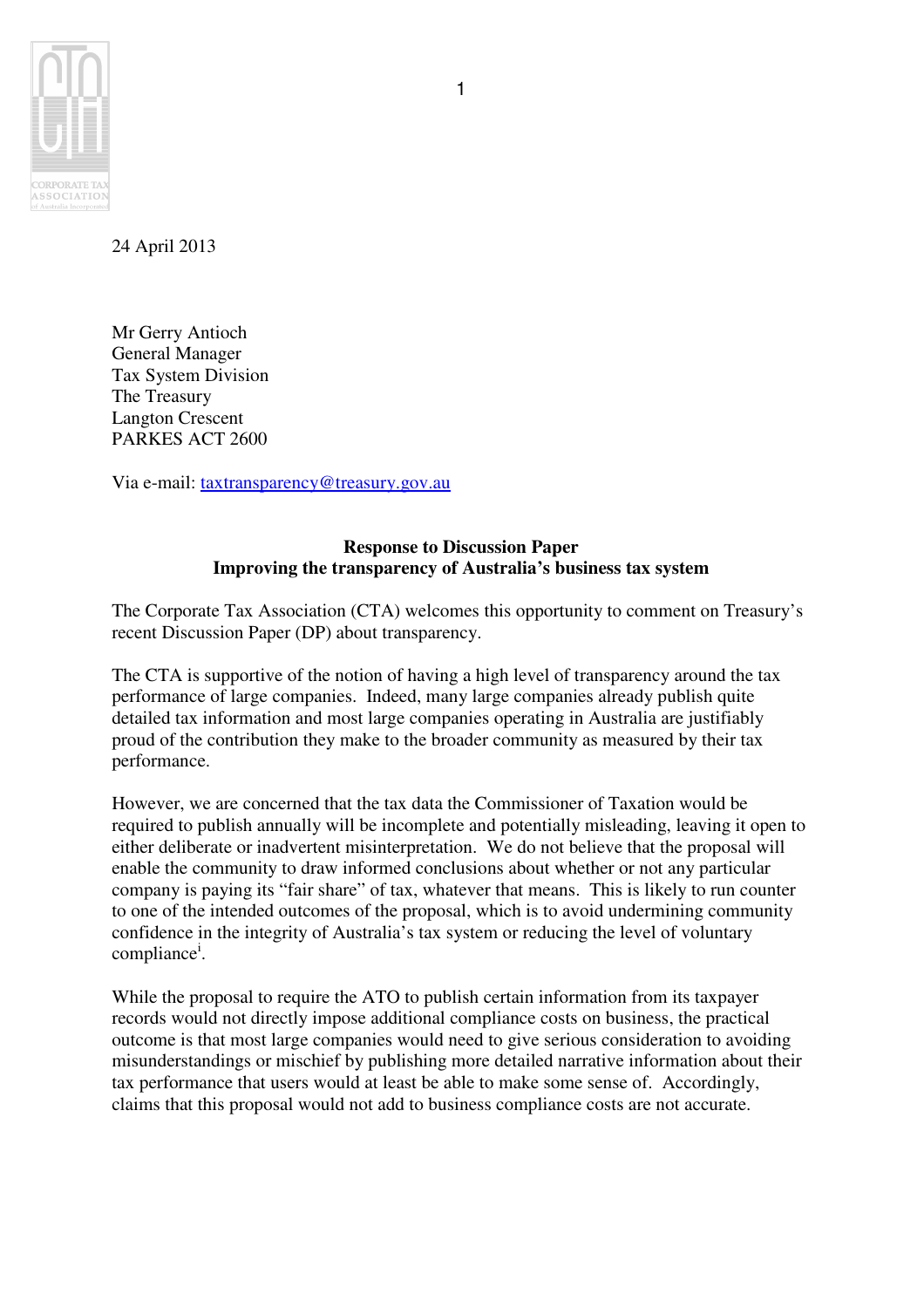24 April 2013

Mr Gerry Antioch  
General Manager  
Tax System Division  
The Treasury  
Langton Crescent  
PARKES ACT 2600

Via e-mail: taxtransparency@treasury.gov.au

**Response to Discussion Paper**  
**Improving the transparency of Australia's business tax system**

The Corporate Tax Association (CTA) welcomes this opportunity to comment on Treasury's recent Discussion Paper (DP) about transparency.

The CTA is supportive of the notion of having a high level of transparency around the tax performance of large companies. Indeed, many large companies already publish quite detailed tax information and most large companies operating in Australia are justifiably proud of the contribution they make to the broader community as measured by their tax performance.

However, we are concerned that the tax data the Commissioner of Taxation would be required to publish annually will be incomplete and potentially misleading, leaving it open to either deliberate or inadvertent misinterpretation. We do not believe that the proposal will enable the community to draw informed conclusions about whether or not any particular company is paying its "fair share" of tax, whatever that means. This is likely to run counter to one of the intended outcomes of the proposal, which is to avoid undermining community confidence in the integrity of Australia's tax system or reducing the level of voluntary compliance[i].

While the proposal to require the ATO to publish certain information from its taxpayer records would not directly impose additional compliance costs on business, the practical outcome is that most large companies would need to give serious consideration to avoiding misunderstandings or mischief by publishing more detailed narrative information about their tax performance that users would at least be able to make some sense of. Accordingly, claims that this proposal would not add to business compliance costs are not accurate.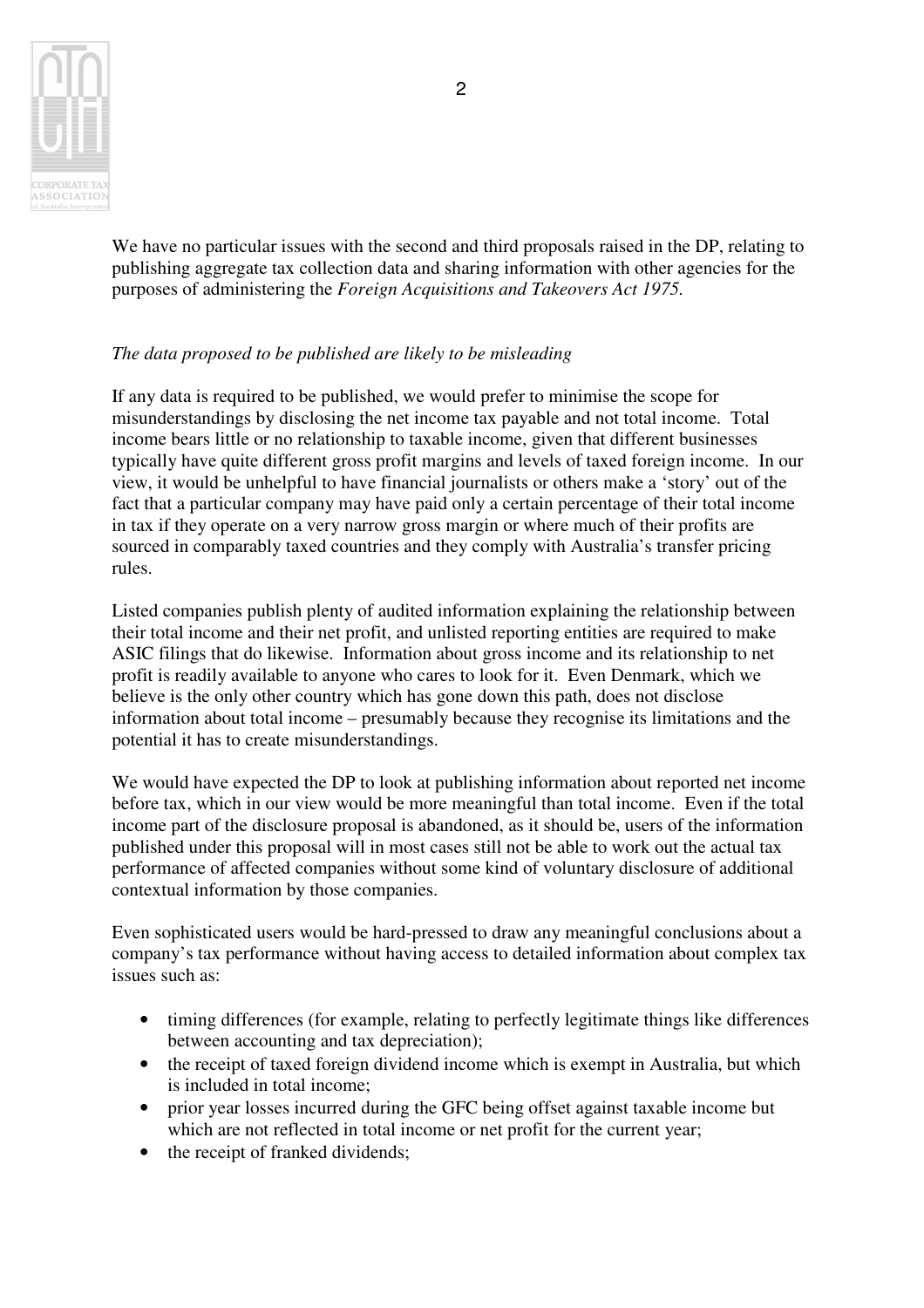We have no particular issues with the second and third proposals raised in the DP, relating to publishing aggregate tax collection data and sharing information with other agencies for the purposes of administering the *Foreign Acquisitions and Takeovers Act 1975.*

*The data proposed to be published are likely to be misleading*

If any data is required to be published, we would prefer to minimise the scope for misunderstandings by disclosing the net income tax payable and not total income. Total income bears little or no relationship to taxable income, given that different businesses typically have quite different gross profit margins and levels of taxed foreign income. In our view, it would be unhelpful to have financial journalists or others make a 'story' out of the fact that a particular company may have paid only a certain percentage of their total income in tax if they operate on a very narrow gross margin or where much of their profits are sourced in comparably taxed countries and they comply with Australia's transfer pricing rules.

Listed companies publish plenty of audited information explaining the relationship between their total income and their net profit, and unlisted reporting entities are required to make ASIC filings that do likewise. Information about gross income and its relationship to net profit is readily available to anyone who cares to look for it. Even Denmark, which we believe is the only other country which has gone down this path, does not disclose information about total income – presumably because they recognise its limitations and the potential it has to create misunderstandings.

We would have expected the DP to look at publishing information about reported net income before tax, which in our view would be more meaningful than total income. Even if the total income part of the disclosure proposal is abandoned, as it should be, users of the information published under this proposal will in most cases still not be able to work out the actual tax performance of affected companies without some kind of voluntary disclosure of additional contextual information by those companies.

Even sophisticated users would be hard-pressed to draw any meaningful conclusions about a company's tax performance without having access to detailed information about complex tax issues such as:

- timing differences (for example, relating to perfectly legitimate things like differences between accounting and tax depreciation);
- the receipt of taxed foreign dividend income which is exempt in Australia, but which is included in total income;
- prior year losses incurred during the GFC being offset against taxable income but which are not reflected in total income or net profit for the current year;
- the receipt of franked dividends;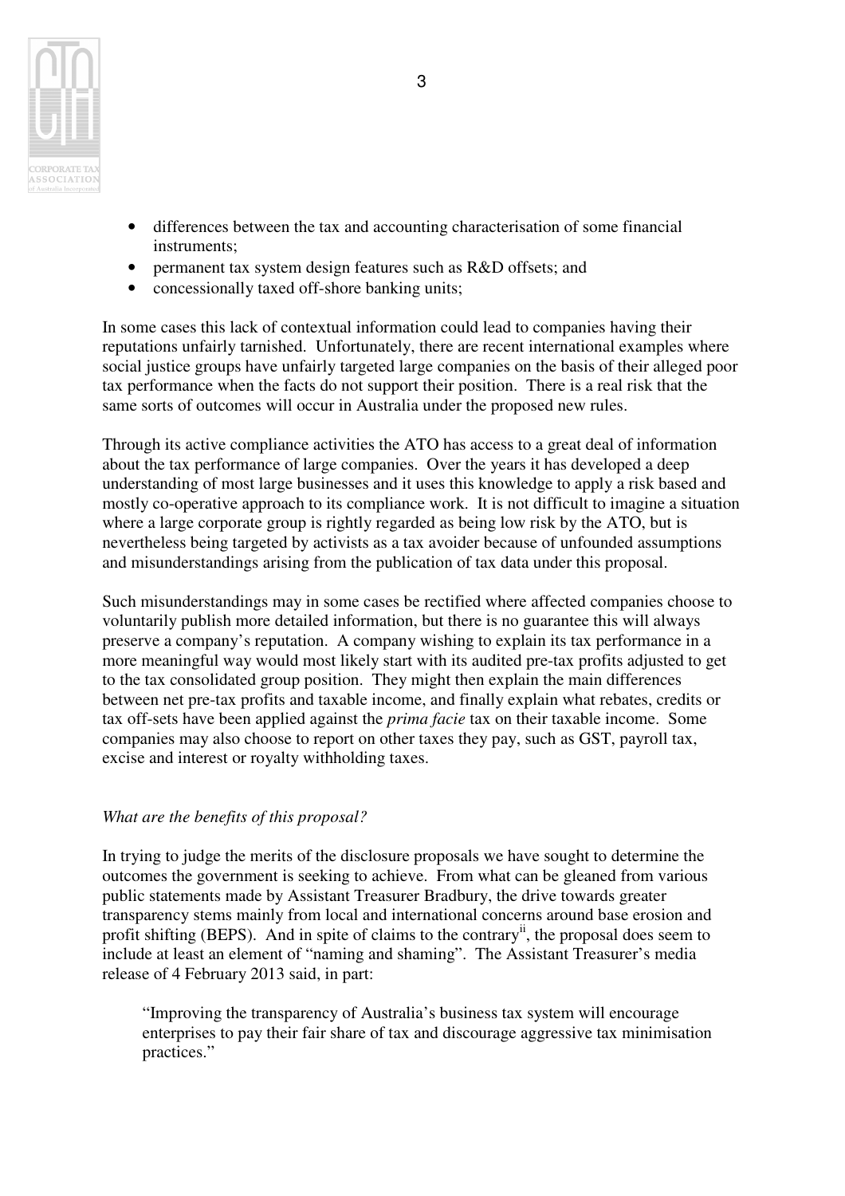- differences between the tax and accounting characterisation of some financial instruments;
- permanent tax system design features such as R&D offsets; and
- concessionally taxed off-shore banking units;

In some cases this lack of contextual information could lead to companies having their reputations unfairly tarnished. Unfortunately, there are recent international examples where social justice groups have unfairly targeted large companies on the basis of their alleged poor tax performance when the facts do not support their position. There is a real risk that the same sorts of outcomes will occur in Australia under the proposed new rules.

Through its active compliance activities the ATO has access to a great deal of information about the tax performance of large companies. Over the years it has developed a deep understanding of most large businesses and it uses this knowledge to apply a risk based and mostly co-operative approach to its compliance work. It is not difficult to imagine a situation where a large corporate group is rightly regarded as being low risk by the ATO, but is nevertheless being targeted by activists as a tax avoider because of unfounded assumptions and misunderstandings arising from the publication of tax data under this proposal.

Such misunderstandings may in some cases be rectified where affected companies choose to voluntarily publish more detailed information, but there is no guarantee this will always preserve a company's reputation. A company wishing to explain its tax performance in a more meaningful way would most likely start with its audited pre-tax profits adjusted to get to the tax consolidated group position. They might then explain the main differences between net pre-tax profits and taxable income, and finally explain what rebates, credits or tax off-sets have been applied against the *prima facie* tax on their taxable income. Some companies may also choose to report on other taxes they pay, such as GST, payroll tax, excise and interest or royalty withholding taxes.

*What are the benefits of this proposal?*

In trying to judge the merits of the disclosure proposals we have sought to determine the outcomes the government is seeking to achieve. From what can be gleaned from various public statements made by Assistant Treasurer Bradbury, the drive towards greater transparency stems mainly from local and international concerns around base erosion and profit shifting (BEPS). And in spite of claims to the contrary[ii], the proposal does seem to include at least an element of "naming and shaming". The Assistant Treasurer's media release of 4 February 2013 said, in part:

> "Improving the transparency of Australia's business tax system will encourage enterprises to pay their fair share of tax and discourage aggressive tax minimisation practices."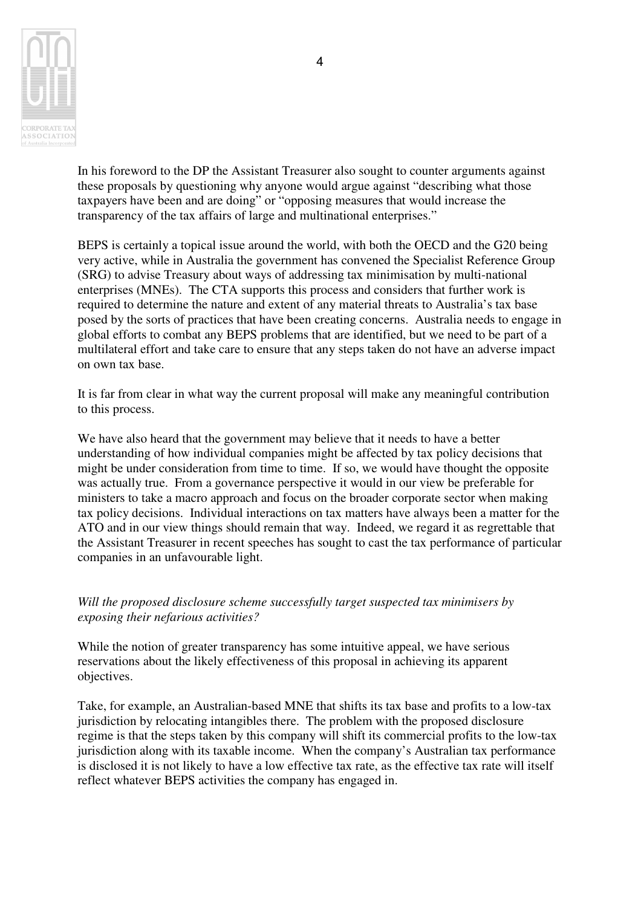In his foreword to the DP the Assistant Treasurer also sought to counter arguments against these proposals by questioning why anyone would argue against "describing what those taxpayers have been and are doing" or "opposing measures that would increase the transparency of the tax affairs of large and multinational enterprises."

BEPS is certainly a topical issue around the world, with both the OECD and the G20 being very active, while in Australia the government has convened the Specialist Reference Group (SRG) to advise Treasury about ways of addressing tax minimisation by multi-national enterprises (MNEs). The CTA supports this process and considers that further work is required to determine the nature and extent of any material threats to Australia's tax base posed by the sorts of practices that have been creating concerns. Australia needs to engage in global efforts to combat any BEPS problems that are identified, but we need to be part of a multilateral effort and take care to ensure that any steps taken do not have an adverse impact on own tax base.

It is far from clear in what way the current proposal will make any meaningful contribution to this process.

We have also heard that the government may believe that it needs to have a better understanding of how individual companies might be affected by tax policy decisions that might be under consideration from time to time. If so, we would have thought the opposite was actually true. From a governance perspective it would in our view be preferable for ministers to take a macro approach and focus on the broader corporate sector when making tax policy decisions. Individual interactions on tax matters have always been a matter for the ATO and in our view things should remain that way. Indeed, we regard it as regrettable that the Assistant Treasurer in recent speeches has sought to cast the tax performance of particular companies in an unfavourable light.

*Will the proposed disclosure scheme successfully target suspected tax minimisers by exposing their nefarious activities?*

While the notion of greater transparency has some intuitive appeal, we have serious reservations about the likely effectiveness of this proposal in achieving its apparent objectives.

Take, for example, an Australian-based MNE that shifts its tax base and profits to a low-tax jurisdiction by relocating intangibles there. The problem with the proposed disclosure regime is that the steps taken by this company will shift its commercial profits to the low-tax jurisdiction along with its taxable income. When the company's Australian tax performance is disclosed it is not likely to have a low effective tax rate, as the effective tax rate will itself reflect whatever BEPS activities the company has engaged in.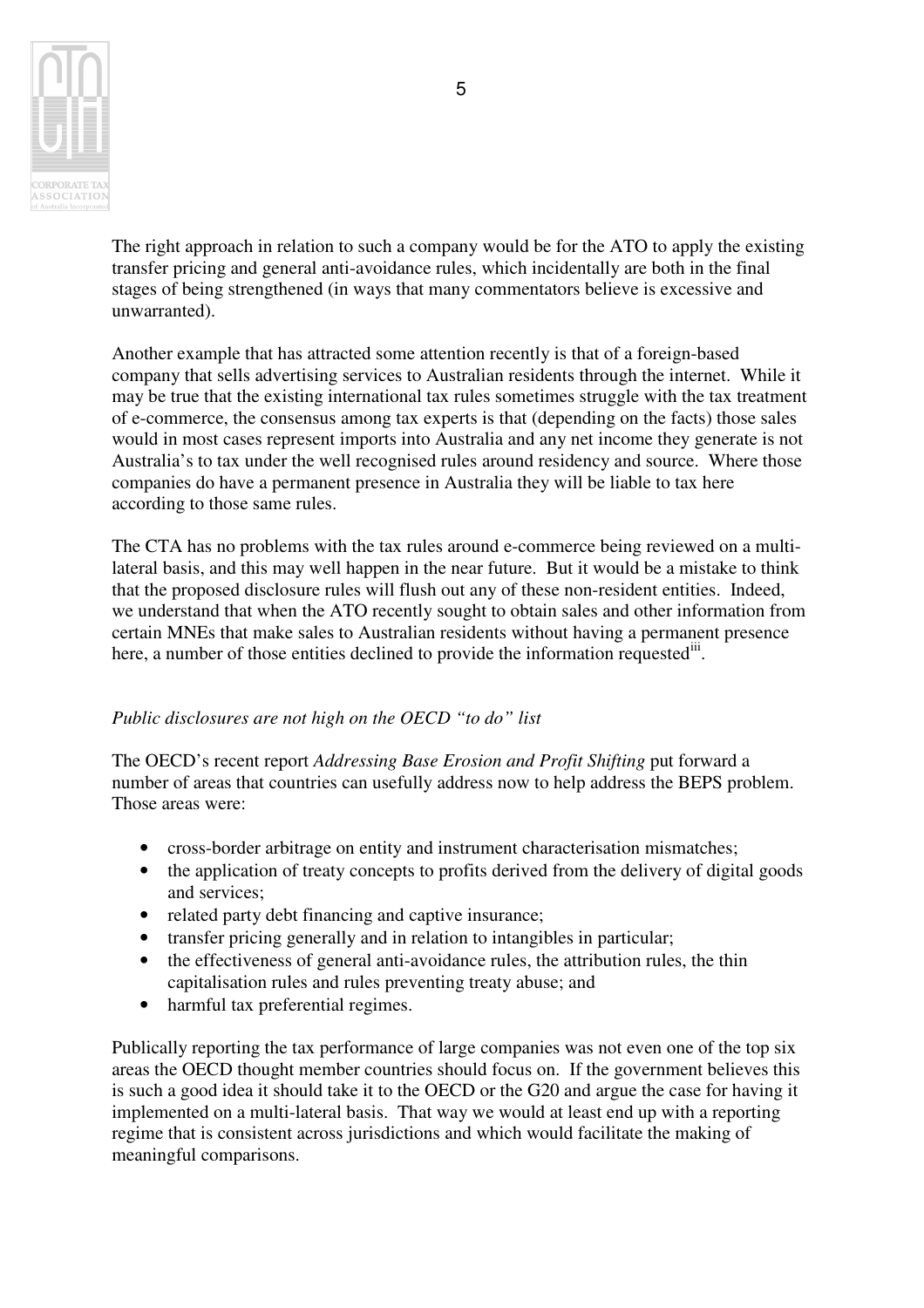The right approach in relation to such a company would be for the ATO to apply the existing transfer pricing and general anti-avoidance rules, which incidentally are both in the final stages of being strengthened (in ways that many commentators believe is excessive and unwarranted).

Another example that has attracted some attention recently is that of a foreign-based company that sells advertising services to Australian residents through the internet. While it may be true that the existing international tax rules sometimes struggle with the tax treatment of e-commerce, the consensus among tax experts is that (depending on the facts) those sales would in most cases represent imports into Australia and any net income they generate is not Australia's to tax under the well recognised rules around residency and source. Where those companies do have a permanent presence in Australia they will be liable to tax here according to those same rules.

The CTA has no problems with the tax rules around e-commerce being reviewed on a multi-lateral basis, and this may well happen in the near future. But it would be a mistake to think that the proposed disclosure rules will flush out any of these non-resident entities. Indeed, we understand that when the ATO recently sought to obtain sales and other information from certain MNEs that make sales to Australian residents without having a permanent presence here, a number of those entities declined to provide the information requested[iii].

*Public disclosures are not high on the OECD "to do" list*

The OECD's recent report *Addressing Base Erosion and Profit Shifting* put forward a number of areas that countries can usefully address now to help address the BEPS problem. Those areas were:

- cross-border arbitrage on entity and instrument characterisation mismatches;
- the application of treaty concepts to profits derived from the delivery of digital goods and services;
- related party debt financing and captive insurance;
- transfer pricing generally and in relation to intangibles in particular;
- the effectiveness of general anti-avoidance rules, the attribution rules, the thin capitalisation rules and rules preventing treaty abuse; and
- harmful tax preferential regimes.

Publically reporting the tax performance of large companies was not even one of the top six areas the OECD thought member countries should focus on. If the government believes this is such a good idea it should take it to the OECD or the G20 and argue the case for having it implemented on a multi-lateral basis. That way we would at least end up with a reporting regime that is consistent across jurisdictions and which would facilitate the making of meaningful comparisons.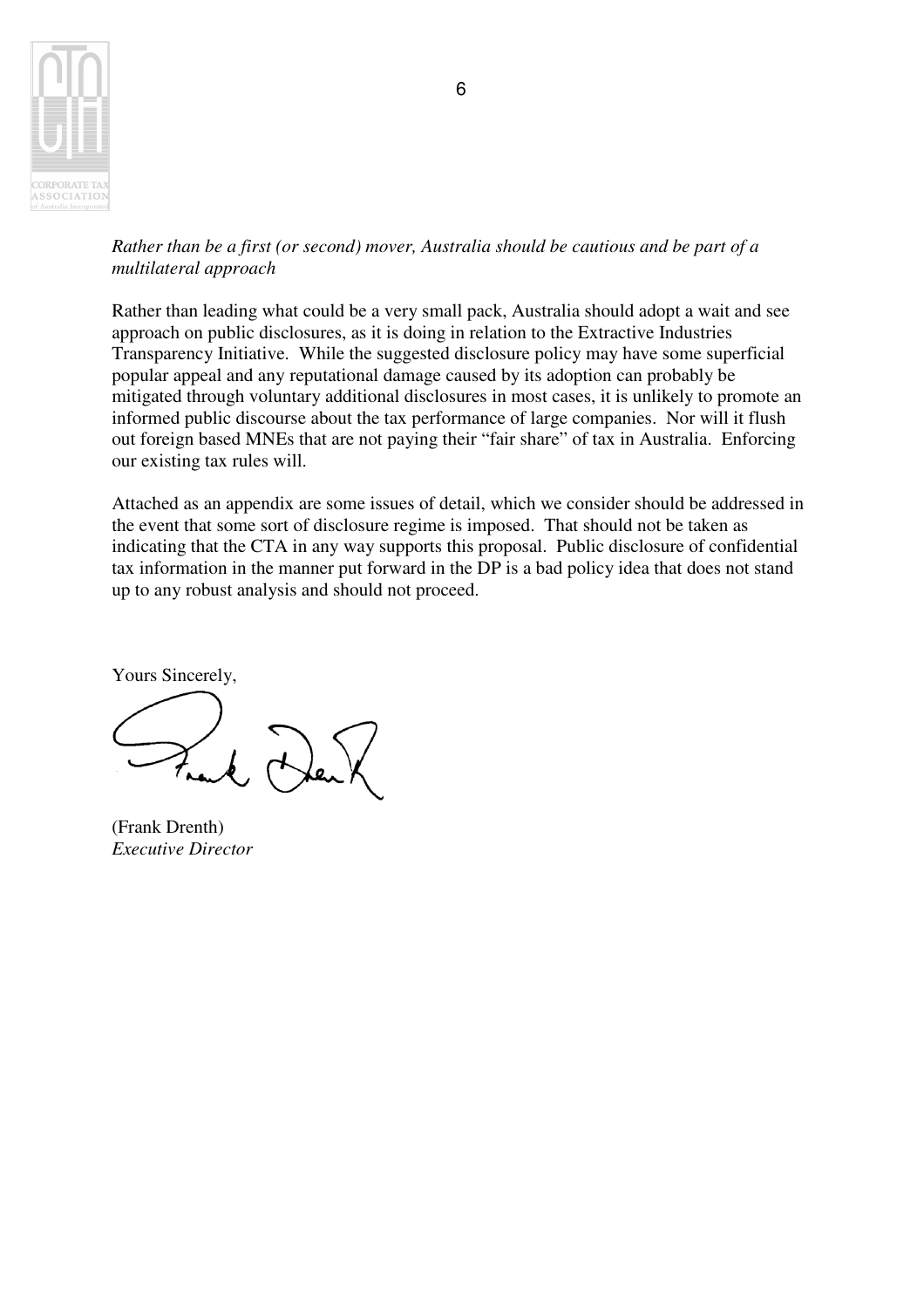*Rather than be a first (or second) mover, Australia should be cautious and be part of a multilateral approach*

Rather than leading what could be a very small pack, Australia should adopt a wait and see approach on public disclosures, as it is doing in relation to the Extractive Industries Transparency Initiative. While the suggested disclosure policy may have some superficial popular appeal and any reputational damage caused by its adoption can probably be mitigated through voluntary additional disclosures in most cases, it is unlikely to promote an informed public discourse about the tax performance of large companies. Nor will it flush out foreign based MNEs that are not paying their "fair share" of tax in Australia. Enforcing our existing tax rules will.

Attached as an appendix are some issues of detail, which we consider should be addressed in the event that some sort of disclosure regime is imposed. That should not be taken as indicating that the CTA in any way supports this proposal. Public disclosure of confidential tax information in the manner put forward in the DP is a bad policy idea that does not stand up to any robust analysis and should not proceed.

Yours Sincerely,

(Frank Drenth)
*Executive Director*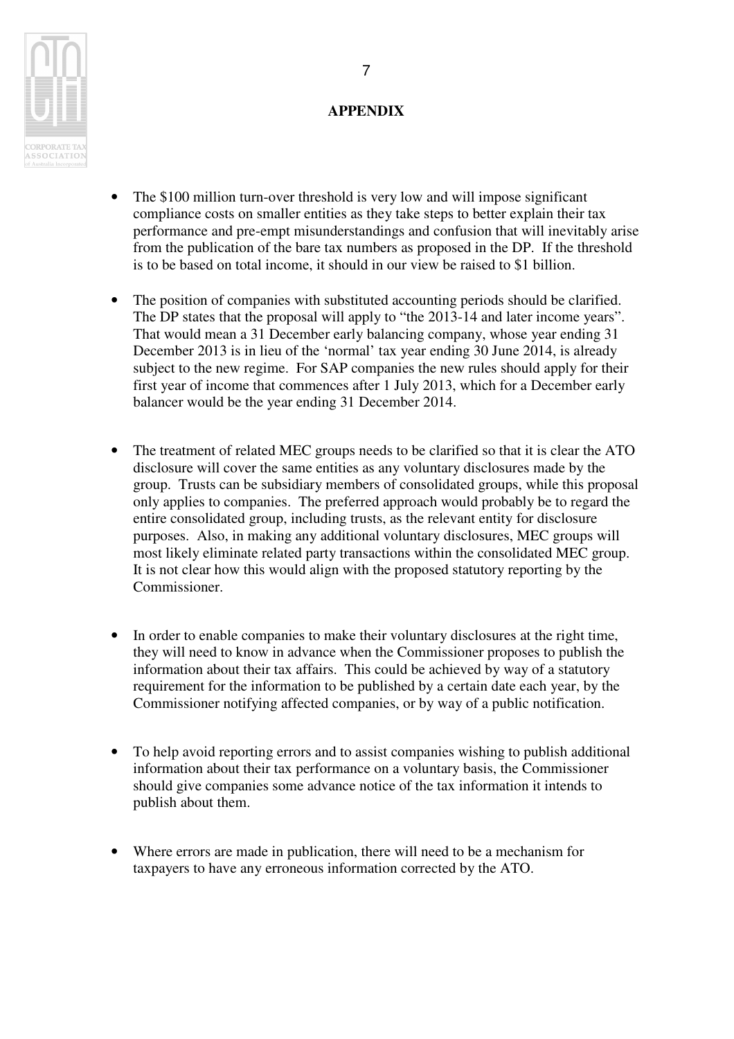## APPENDIX

- The $100 million turn-over threshold is very low and will impose significant compliance costs on smaller entities as they take steps to better explain their tax performance and pre-empt misunderstandings and confusion that will inevitably arise from the publication of the bare tax numbers as proposed in the DP. If the threshold is to be based on total income, it should in our view be raised to $1 billion.

- The position of companies with substituted accounting periods should be clarified. The DP states that the proposal will apply to "the 2013-14 and later income years". That would mean a 31 December early balancing company, whose year ending 31 December 2013 is in lieu of the 'normal' tax year ending 30 June 2014, is already subject to the new regime. For SAP companies the new rules should apply for their first year of income that commences after 1 July 2013, which for a December early balancer would be the year ending 31 December 2014.

- The treatment of related MEC groups needs to be clarified so that it is clear the ATO disclosure will cover the same entities as any voluntary disclosures made by the group. Trusts can be subsidiary members of consolidated groups, while this proposal only applies to companies. The preferred approach would probably be to regard the entire consolidated group, including trusts, as the relevant entity for disclosure purposes. Also, in making any additional voluntary disclosures, MEC groups will most likely eliminate related party transactions within the consolidated MEC group. It is not clear how this would align with the proposed statutory reporting by the Commissioner.

- In order to enable companies to make their voluntary disclosures at the right time, they will need to know in advance when the Commissioner proposes to publish the information about their tax affairs. This could be achieved by way of a statutory requirement for the information to be published by a certain date each year, by the Commissioner notifying affected companies, or by way of a public notification.

- To help avoid reporting errors and to assist companies wishing to publish additional information about their tax performance on a voluntary basis, the Commissioner should give companies some advance notice of the tax information it intends to publish about them.

- Where errors are made in publication, there will need to be a mechanism for taxpayers to have any erroneous information corrected by the ATO.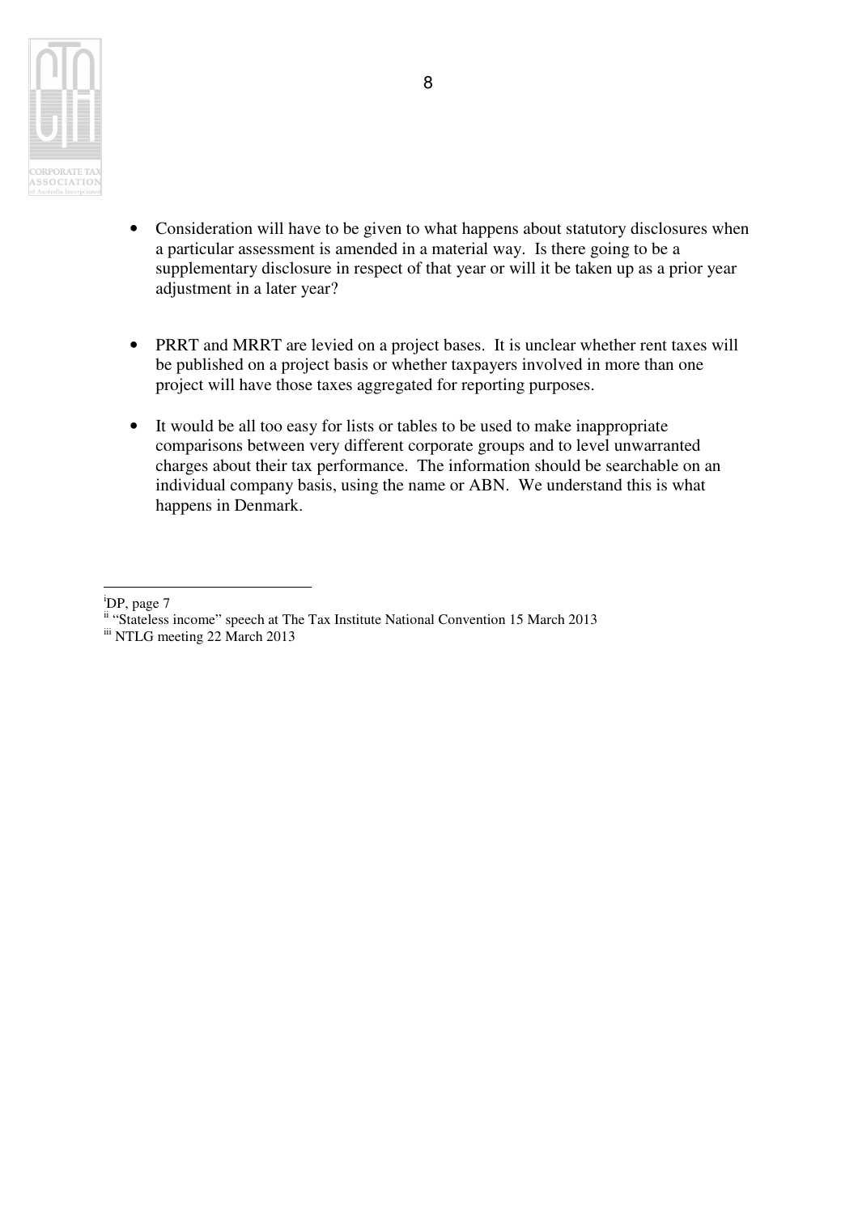- Consideration will have to be given to what happens about statutory disclosures when a particular assessment is amended in a material way. Is there going to be a supplementary disclosure in respect of that year or will it be taken up as a prior year adjustment in a later year?

- PRRT and MRRT are levied on a project bases. It is unclear whether rent taxes will be published on a project basis or whether taxpayers involved in more than one project will have those taxes aggregated for reporting purposes.

- It would be all too easy for lists or tables to be used to make inappropriate comparisons between very different corporate groups and to level unwarranted charges about their tax performance. The information should be searchable on an individual company basis, using the name or ABN. We understand this is what happens in Denmark.

---

[i] DP, page 7

[ii] "Stateless income" speech at The Tax Institute National Convention 15 March 2013

[iii] NTLG meeting 22 March 2013